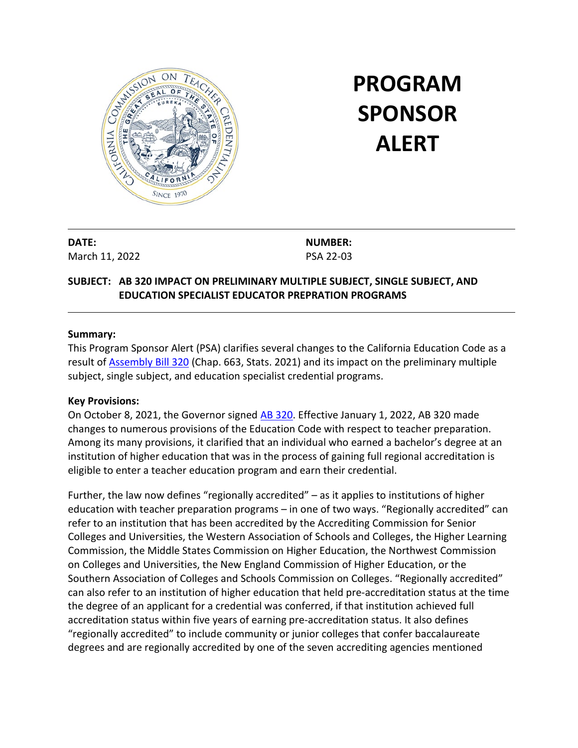# PROGRAM SPONSOR ALERT

**DATE:**
March 11, 2022

**NUMBER:**
PSA 22-03

**SUBJECT: AB 320 IMPACT ON PRELIMINARY MULTIPLE SUBJECT, SINGLE SUBJECT, AND EDUCATION SPECIALIST EDUCATOR PREPRATION PROGRAMS**

**Summary:**
This Program Sponsor Alert (PSA) clarifies several changes to the California Education Code as a result of Assembly Bill 320 (Chap. 663, Stats. 2021) and its impact on the preliminary multiple subject, single subject, and education specialist credential programs.

**Key Provisions:**
On October 8, 2021, the Governor signed AB 320. Effective January 1, 2022, AB 320 made changes to numerous provisions of the Education Code with respect to teacher preparation. Among its many provisions, it clarified that an individual who earned a bachelor's degree at an institution of higher education that was in the process of gaining full regional accreditation is eligible to enter a teacher education program and earn their credential.

Further, the law now defines "regionally accredited" – as it applies to institutions of higher education with teacher preparation programs – in one of two ways. "Regionally accredited" can refer to an institution that has been accredited by the Accrediting Commission for Senior Colleges and Universities, the Western Association of Schools and Colleges, the Higher Learning Commission, the Middle States Commission on Higher Education, the Northwest Commission on Colleges and Universities, the New England Commission of Higher Education, or the Southern Association of Colleges and Schools Commission on Colleges. "Regionally accredited" can also refer to an institution of higher education that held pre-accreditation status at the time the degree of an applicant for a credential was conferred, if that institution achieved full accreditation status within five years of earning pre-accreditation status. It also defines "regionally accredited" to include community or junior colleges that confer baccalaureate degrees and are regionally accredited by one of the seven accrediting agencies mentioned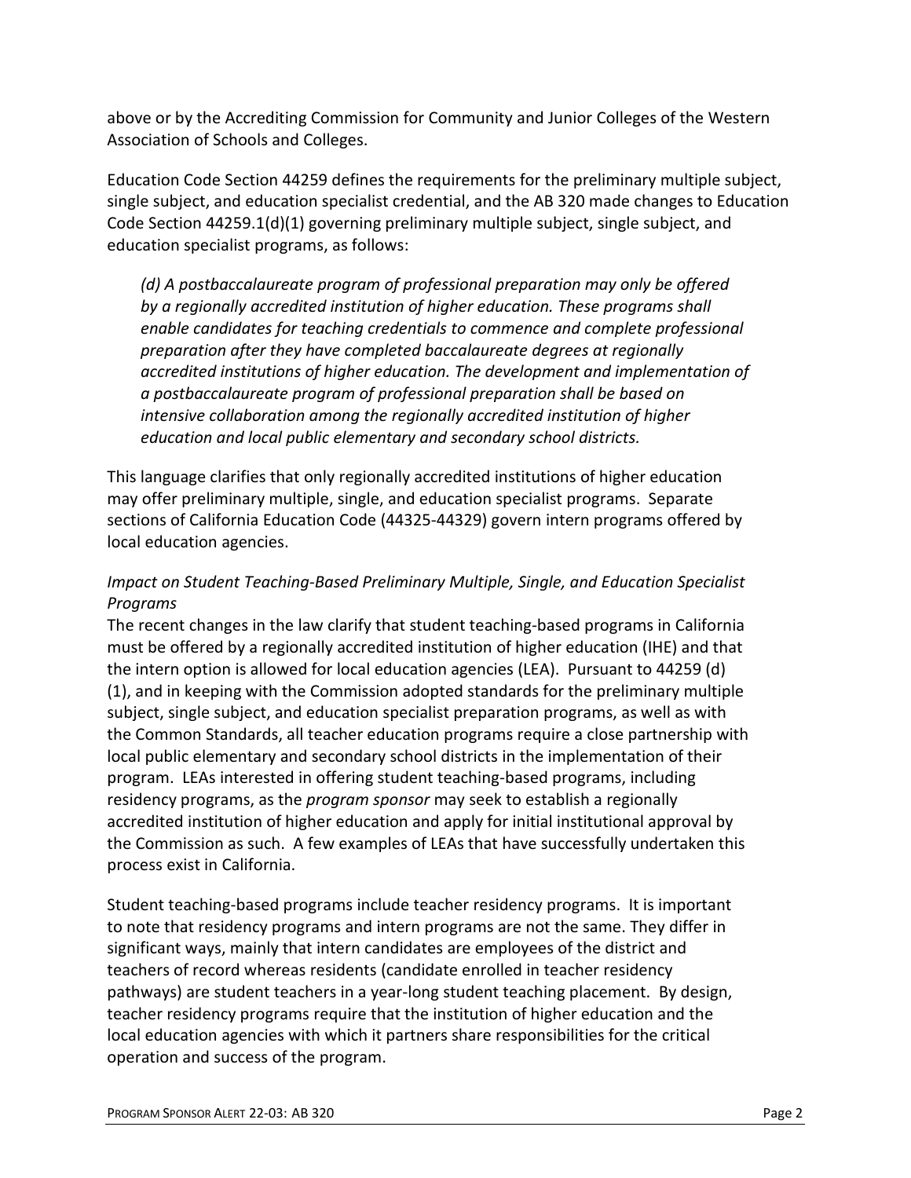above or by the Accrediting Commission for Community and Junior Colleges of the Western Association of Schools and Colleges.

Education Code Section 44259 defines the requirements for the preliminary multiple subject, single subject, and education specialist credential, and the AB 320 made changes to Education Code Section 44259.1(d)(1) governing preliminary multiple subject, single subject, and education specialist programs, as follows:

> *(d) A postbaccalaureate program of professional preparation may only be offered by a regionally accredited institution of higher education. These programs shall enable candidates for teaching credentials to commence and complete professional preparation after they have completed baccalaureate degrees at regionally accredited institutions of higher education. The development and implementation of a postbaccalaureate program of professional preparation shall be based on intensive collaboration among the regionally accredited institution of higher education and local public elementary and secondary school districts.*

This language clarifies that only regionally accredited institutions of higher education may offer preliminary multiple, single, and education specialist programs. Separate sections of California Education Code (44325-44329) govern intern programs offered by local education agencies.

*Impact on Student Teaching-Based Preliminary Multiple, Single, and Education Specialist Programs*

The recent changes in the law clarify that student teaching-based programs in California must be offered by a regionally accredited institution of higher education (IHE) and that the intern option is allowed for local education agencies (LEA). Pursuant to 44259 (d)(1), and in keeping with the Commission adopted standards for the preliminary multiple subject, single subject, and education specialist preparation programs, as well as with the Common Standards, all teacher education programs require a close partnership with local public elementary and secondary school districts in the implementation of their program. LEAs interested in offering student teaching-based programs, including residency programs, as the *program sponsor* may seek to establish a regionally accredited institution of higher education and apply for initial institutional approval by the Commission as such. A few examples of LEAs that have successfully undertaken this process exist in California.

Student teaching-based programs include teacher residency programs. It is important to note that residency programs and intern programs are not the same. They differ in significant ways, mainly that intern candidates are employees of the district and teachers of record whereas residents (candidate enrolled in teacher residency pathways) are student teachers in a year-long student teaching placement. By design, teacher residency programs require that the institution of higher education and the local education agencies with which it partners share responsibilities for the critical operation and success of the program.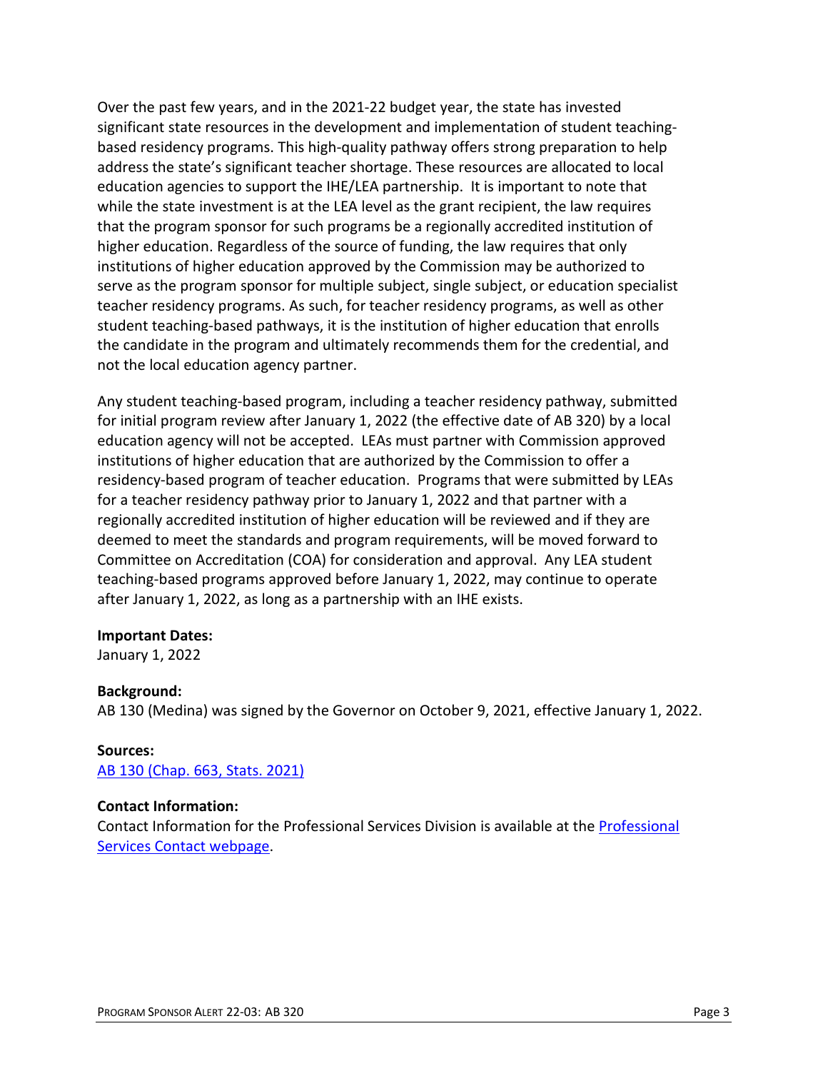Over the past few years, and in the 2021-22 budget year, the state has invested significant state resources in the development and implementation of student teaching-based residency programs. This high-quality pathway offers strong preparation to help address the state's significant teacher shortage. These resources are allocated to local education agencies to support the IHE/LEA partnership. It is important to note that while the state investment is at the LEA level as the grant recipient, the law requires that the program sponsor for such programs be a regionally accredited institution of higher education. Regardless of the source of funding, the law requires that only institutions of higher education approved by the Commission may be authorized to serve as the program sponsor for multiple subject, single subject, or education specialist teacher residency programs. As such, for teacher residency programs, as well as other student teaching-based pathways, it is the institution of higher education that enrolls the candidate in the program and ultimately recommends them for the credential, and not the local education agency partner.

Any student teaching-based program, including a teacher residency pathway, submitted for initial program review after January 1, 2022 (the effective date of AB 320) by a local education agency will not be accepted. LEAs must partner with Commission approved institutions of higher education that are authorized by the Commission to offer a residency-based program of teacher education. Programs that were submitted by LEAs for a teacher residency pathway prior to January 1, 2022 and that partner with a regionally accredited institution of higher education will be reviewed and if they are deemed to meet the standards and program requirements, will be moved forward to Committee on Accreditation (COA) for consideration and approval. Any LEA student teaching-based programs approved before January 1, 2022, may continue to operate after January 1, 2022, as long as a partnership with an IHE exists.

**Important Dates:**
January 1, 2022

**Background:**
AB 130 (Medina) was signed by the Governor on October 9, 2021, effective January 1, 2022.

**Sources:**
AB 130 (Chap. 663, Stats. 2021)

**Contact Information:**
Contact Information for the Professional Services Division is available at the Professional Services Contact webpage.